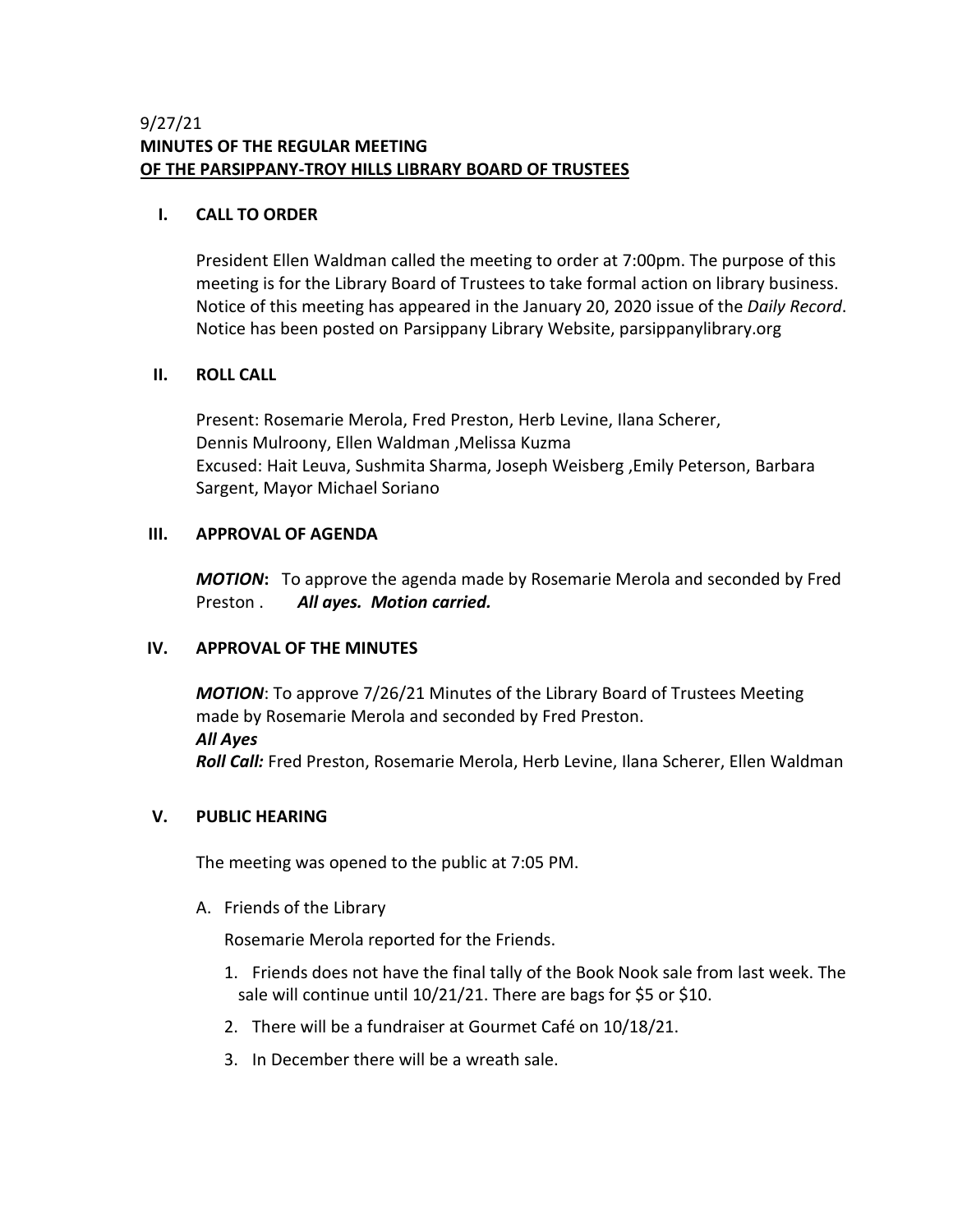9/27/21

**MINUTES OF THE REGULAR MEETING**
**OF THE PARSIPPANY-TROY HILLS LIBRARY BOARD OF TRUSTEES**

## I. CALL TO ORDER

President Ellen Waldman called the meeting to order at 7:00pm. The purpose of this meeting is for the Library Board of Trustees to take formal action on library business. Notice of this meeting has appeared in the January 20, 2020 issue of the *Daily Record*. Notice has been posted on Parsippany Library Website, parsippanylibrary.org

## II. ROLL CALL

Present: Rosemarie Merola, Fred Preston, Herb Levine, Ilana Scherer, Dennis Mulroony, Ellen Waldman ,Melissa Kuzma
Excused: Hait Leuva, Sushmita Sharma, Joseph Weisberg ,Emily Peterson, Barbara Sargent, Mayor Michael Soriano

## III. APPROVAL OF AGENDA

***MOTION*:** To approve the agenda made by Rosemarie Merola and seconded by Fred Preston . ***All ayes. Motion carried.***

## IV. APPROVAL OF THE MINUTES

***MOTION***: To approve 7/26/21 Minutes of the Library Board of Trustees Meeting made by Rosemarie Merola and seconded by Fred Preston.
***All Ayes***
***Roll Call:*** Fred Preston, Rosemarie Merola, Herb Levine, Ilana Scherer, Ellen Waldman

## V. PUBLIC HEARING

The meeting was opened to the public at 7:05 PM.

A. Friends of the Library

Rosemarie Merola reported for the Friends.

1. Friends does not have the final tally of the Book Nook sale from last week. The sale will continue until 10/21/21. There are bags for $5 or $10.
2. There will be a fundraiser at Gourmet Café on 10/18/21.
3. In December there will be a wreath sale.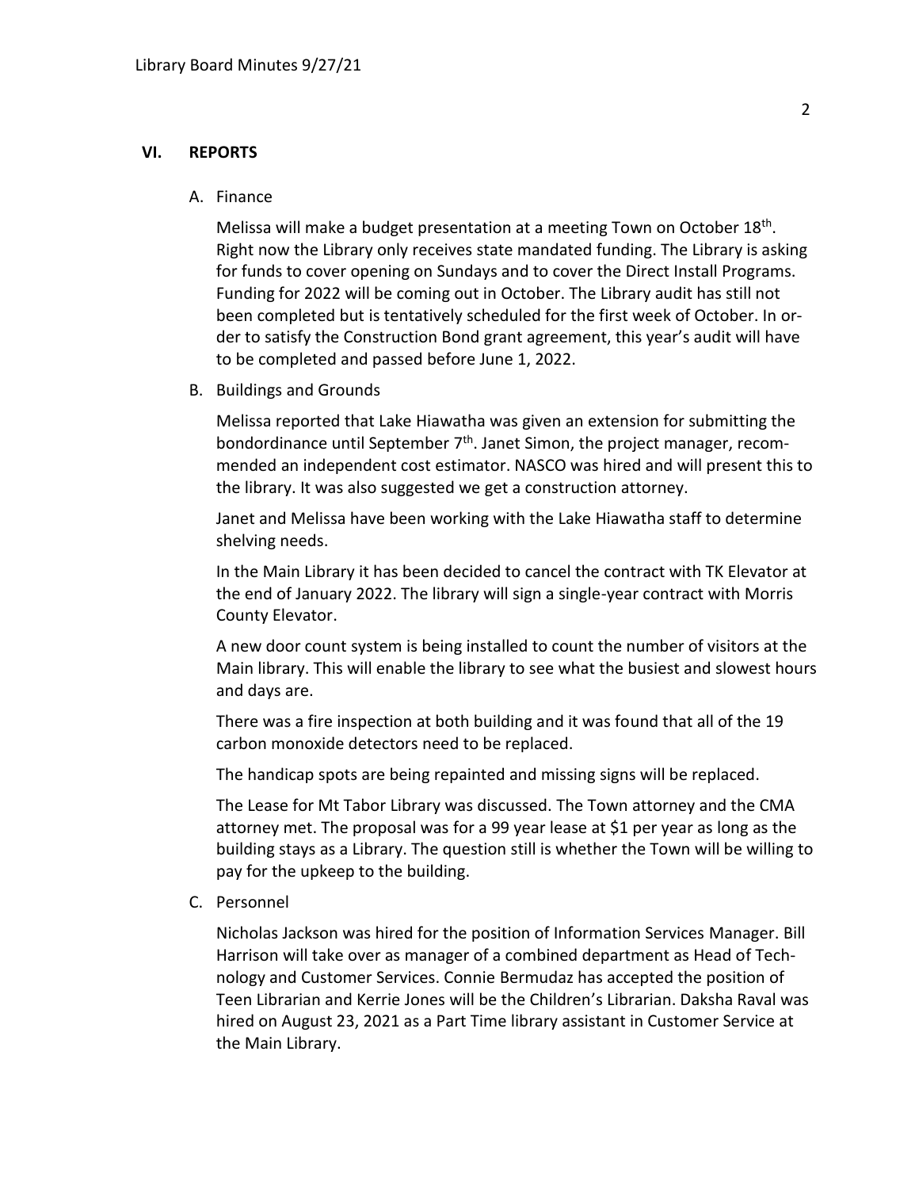## VI. REPORTS

A. Finance

Melissa will make a budget presentation at a meeting Town on October 18th. Right now the Library only receives state mandated funding. The Library is asking for funds to cover opening on Sundays and to cover the Direct Install Programs. Funding for 2022 will be coming out in October. The Library audit has still not been completed but is tentatively scheduled for the first week of October. In order to satisfy the Construction Bond grant agreement, this year's audit will have to be completed and passed before June 1, 2022.

B. Buildings and Grounds

Melissa reported that Lake Hiawatha was given an extension for submitting the bondordinance until September 7th. Janet Simon, the project manager, recommended an independent cost estimator. NASCO was hired and will present this to the library. It was also suggested we get a construction attorney.

Janet and Melissa have been working with the Lake Hiawatha staff to determine shelving needs.

In the Main Library it has been decided to cancel the contract with TK Elevator at the end of January 2022. The library will sign a single-year contract with Morris County Elevator.

A new door count system is being installed to count the number of visitors at the Main library. This will enable the library to see what the busiest and slowest hours and days are.

There was a fire inspection at both building and it was found that all of the 19 carbon monoxide detectors need to be replaced.

The handicap spots are being repainted and missing signs will be replaced.

The Lease for Mt Tabor Library was discussed. The Town attorney and the CMA attorney met. The proposal was for a 99 year lease at $1 per year as long as the building stays as a Library. The question still is whether the Town will be willing to pay for the upkeep to the building.

C. Personnel

Nicholas Jackson was hired for the position of Information Services Manager. Bill Harrison will take over as manager of a combined department as Head of Technology and Customer Services. Connie Bermudaz has accepted the position of Teen Librarian and Kerrie Jones will be the Children's Librarian. Daksha Raval was hired on August 23, 2021 as a Part Time library assistant in Customer Service at the Main Library.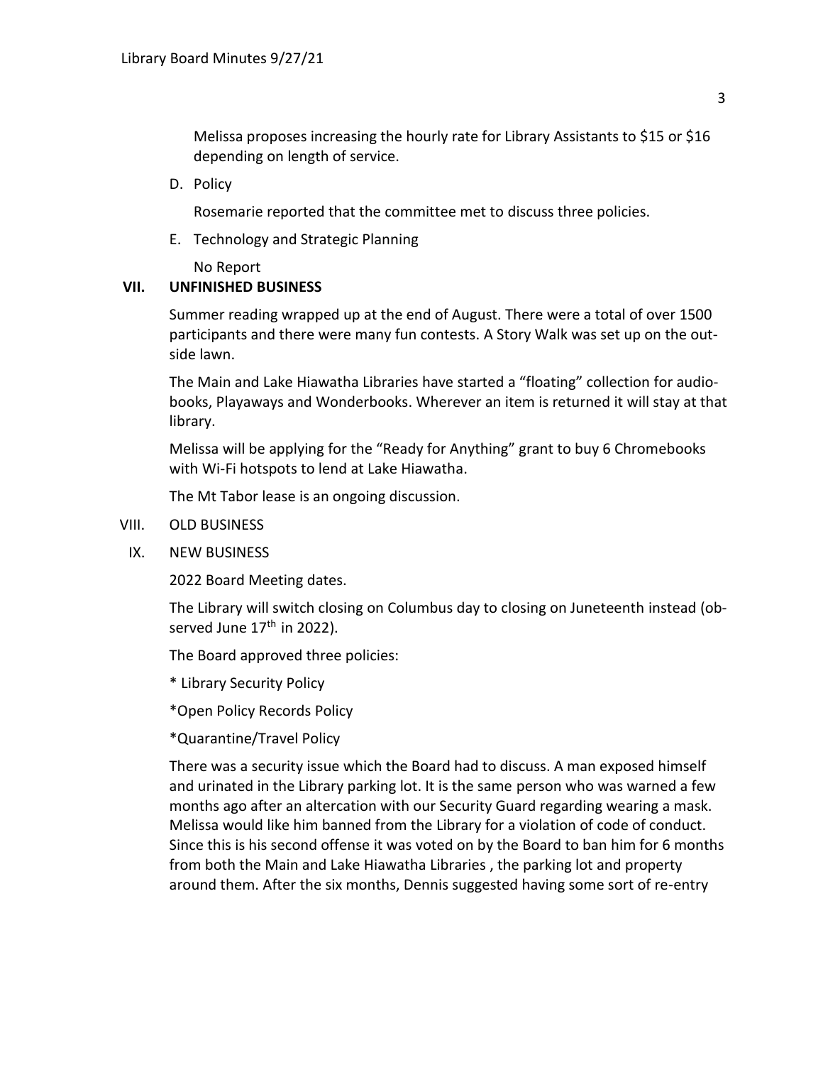Melissa proposes increasing the hourly rate for Library Assistants to $15 or $16 depending on length of service.

D. Policy

   Rosemarie reported that the committee met to discuss three policies.

E. Technology and Strategic Planning

   No Report

## VII. UNFINISHED BUSINESS

Summer reading wrapped up at the end of August. There were a total of over 1500 participants and there were many fun contests. A Story Walk was set up on the outside lawn.

The Main and Lake Hiawatha Libraries have started a "floating" collection for audiobooks, Playaways and Wonderbooks. Wherever an item is returned it will stay at that library.

Melissa will be applying for the "Ready for Anything" grant to buy 6 Chromebooks with Wi-Fi hotspots to lend at Lake Hiawatha.

The Mt Tabor lease is an ongoing discussion.

VIII. OLD BUSINESS

IX. NEW BUSINESS

2022 Board Meeting dates.

The Library will switch closing on Columbus day to closing on Juneteenth instead (observed June 17th in 2022).

The Board approved three policies:

* Library Security Policy

*Open Policy Records Policy

*Quarantine/Travel Policy

There was a security issue which the Board had to discuss. A man exposed himself and urinated in the Library parking lot. It is the same person who was warned a few months ago after an altercation with our Security Guard regarding wearing a mask. Melissa would like him banned from the Library for a violation of code of conduct. Since this is his second offense it was voted on by the Board to ban him for 6 months from both the Main and Lake Hiawatha Libraries , the parking lot and property around them. After the six months, Dennis suggested having some sort of re-entry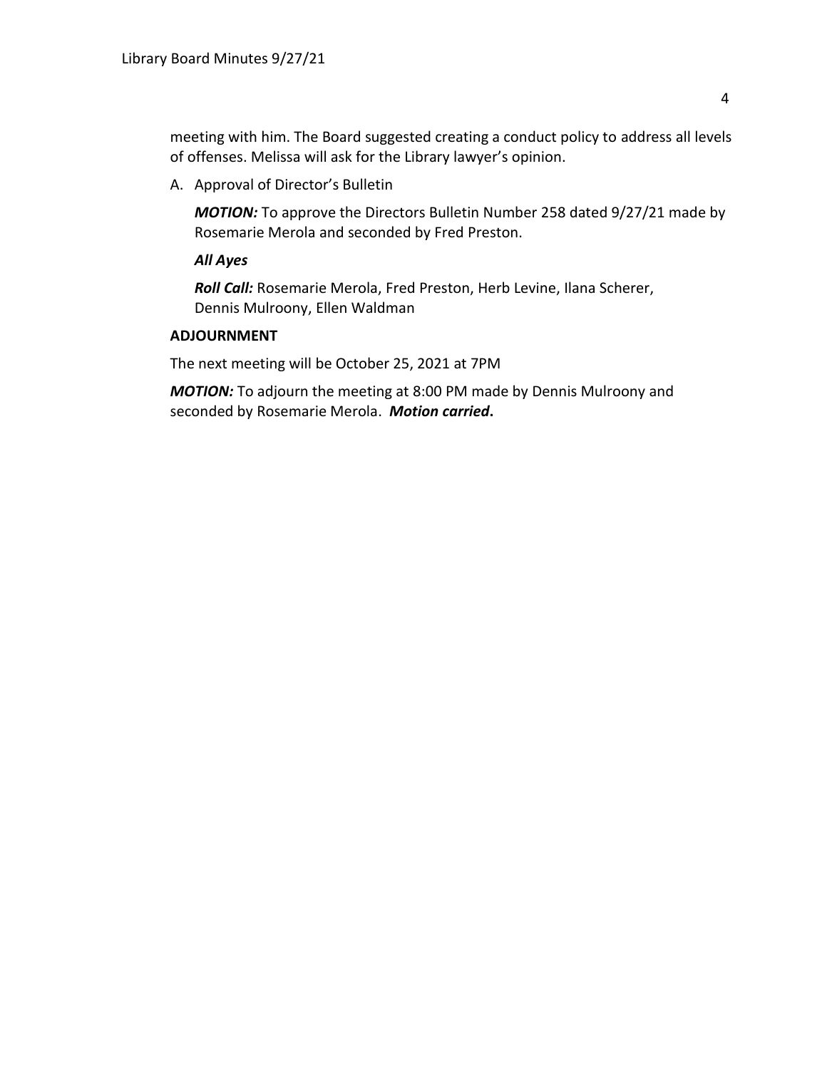meeting with him. The Board suggested creating a conduct policy to address all levels of offenses. Melissa will ask for the Library lawyer's opinion.

A. Approval of Director's Bulletin

***MOTION:*** To approve the Directors Bulletin Number 258 dated 9/27/21 made by Rosemarie Merola and seconded by Fred Preston.

***All Ayes***

***Roll Call:*** Rosemarie Merola, Fred Preston, Herb Levine, Ilana Scherer, Dennis Mulroony, Ellen Waldman

**ADJOURNMENT**

The next meeting will be October 25, 2021 at 7PM

***MOTION:*** To adjourn the meeting at 8:00 PM made by Dennis Mulroony and seconded by Rosemarie Merola. ***Motion carried*.**